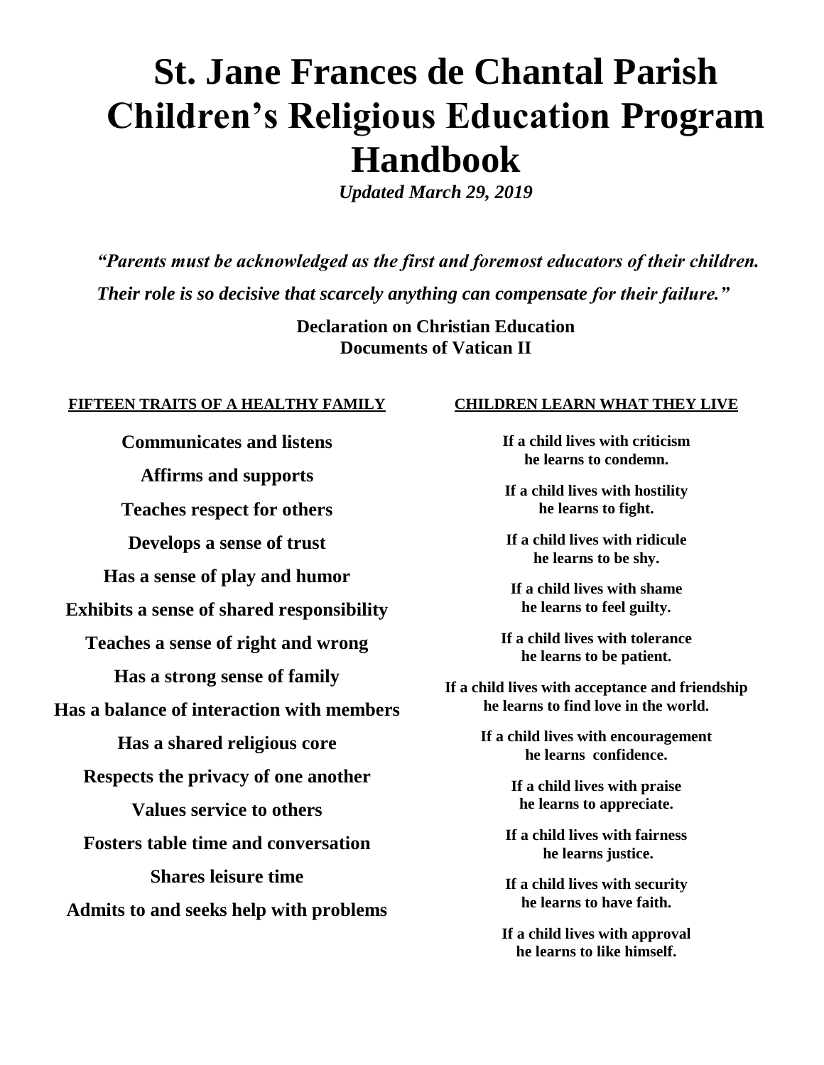# St. Jane Frances de Chantal Parish Children's Religious Education Program Handbook

***Updated March 29, 2019***

***"Parents must be acknowledged as the first and foremost educators of their children. Their role is so decisive that scarcely anything can compensate for their failure."***

**Declaration on Christian Education**
**Documents of Vatican II**

## FIFTEEN TRAITS OF A HEALTHY FAMILY

**Communicates and listens**

**Affirms and supports**

**Teaches respect for others**

**Develops a sense of trust**

**Has a sense of play and humor**

**Exhibits a sense of shared responsibility**

**Teaches a sense of right and wrong**

**Has a strong sense of family**

**Has a balance of interaction with members**

**Has a shared religious core**

**Respects the privacy of one another**

**Values service to others**

**Fosters table time and conversation**

**Shares leisure time**

**Admits to and seeks help with problems**

## CHILDREN LEARN WHAT THEY LIVE

**If a child lives with criticism
he learns to condemn.**

**If a child lives with hostility
he learns to fight.**

**If a child lives with ridicule
he learns to be shy.**

**If a child lives with shame
he learns to feel guilty.**

**If a child lives with tolerance
he learns to be patient.**

**If a child lives with acceptance and friendship
he learns to find love in the world.**

**If a child lives with encouragement
he learns confidence.**

**If a child lives with praise
he learns to appreciate.**

**If a child lives with fairness
he learns justice.**

**If a child lives with security
he learns to have faith.**

**If a child lives with approval
he learns to like himself.**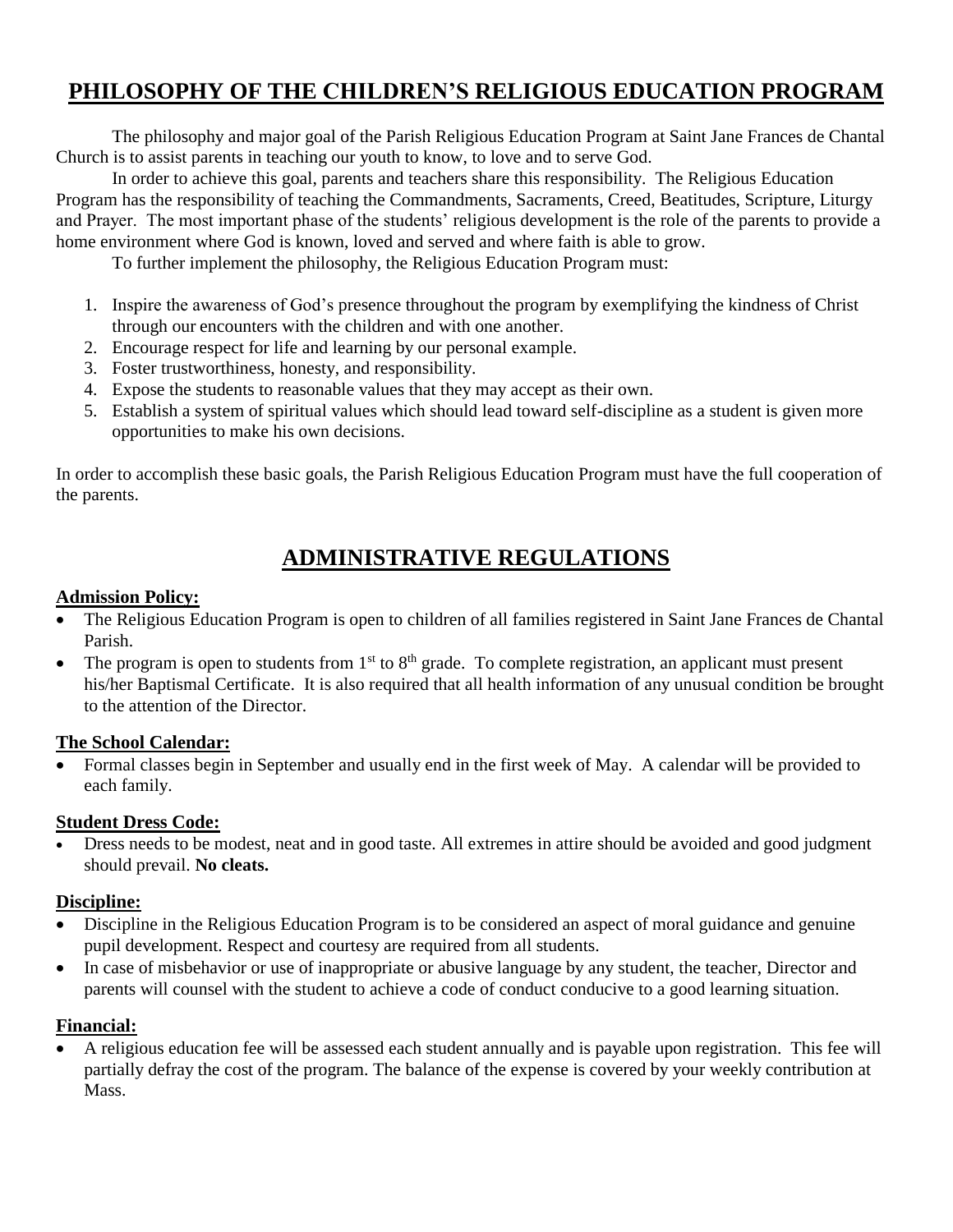# PHILOSOPHY OF THE CHILDREN'S RELIGIOUS EDUCATION PROGRAM

The philosophy and major goal of the Parish Religious Education Program at Saint Jane Frances de Chantal Church is to assist parents in teaching our youth to know, to love and to serve God.

In order to achieve this goal, parents and teachers share this responsibility. The Religious Education Program has the responsibility of teaching the Commandments, Sacraments, Creed, Beatitudes, Scripture, Liturgy and Prayer. The most important phase of the students' religious development is the role of the parents to provide a home environment where God is known, loved and served and where faith is able to grow.

To further implement the philosophy, the Religious Education Program must:

1. Inspire the awareness of God's presence throughout the program by exemplifying the kindness of Christ through our encounters with the children and with one another.
2. Encourage respect for life and learning by our personal example.
3. Foster trustworthiness, honesty, and responsibility.
4. Expose the students to reasonable values that they may accept as their own.
5. Establish a system of spiritual values which should lead toward self-discipline as a student is given more opportunities to make his own decisions.

In order to accomplish these basic goals, the Parish Religious Education Program must have the full cooperation of the parents.

# ADMINISTRATIVE REGULATIONS

### Admission Policy:

- The Religious Education Program is open to children of all families registered in Saint Jane Frances de Chantal Parish.
- The program is open to students from 1st to 8th grade. To complete registration, an applicant must present his/her Baptismal Certificate. It is also required that all health information of any unusual condition be brought to the attention of the Director.

### The School Calendar:

- Formal classes begin in September and usually end in the first week of May. A calendar will be provided to each family.

### Student Dress Code:

- Dress needs to be modest, neat and in good taste. All extremes in attire should be avoided and good judgment should prevail. **No cleats.**

### Discipline:

- Discipline in the Religious Education Program is to be considered an aspect of moral guidance and genuine pupil development. Respect and courtesy are required from all students.
- In case of misbehavior or use of inappropriate or abusive language by any student, the teacher, Director and parents will counsel with the student to achieve a code of conduct conducive to a good learning situation.

### Financial:

- A religious education fee will be assessed each student annually and is payable upon registration. This fee will partially defray the cost of the program. The balance of the expense is covered by your weekly contribution at Mass.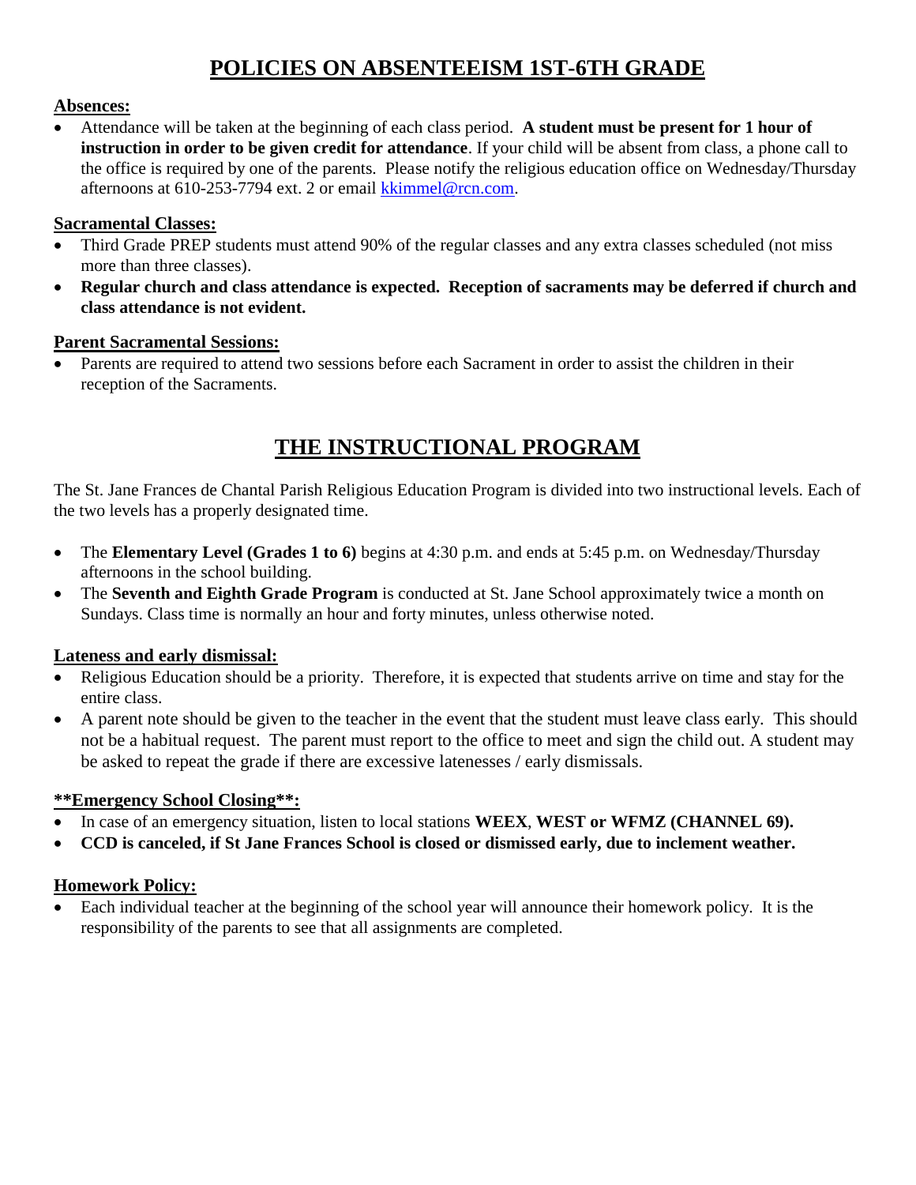# POLICIES ON ABSENTEEISM 1ST-6TH GRADE

**Absences:**

- Attendance will be taken at the beginning of each class period. **A student must be present for 1 hour of instruction in order to be given credit for attendance**. If your child will be absent from class, a phone call to the office is required by one of the parents. Please notify the religious education office on Wednesday/Thursday afternoons at 610-253-7794 ext. 2 or email kkimmel@rcn.com.

**Sacramental Classes:**

- Third Grade PREP students must attend 90% of the regular classes and any extra classes scheduled (not miss more than three classes).
- **Regular church and class attendance is expected. Reception of sacraments may be deferred if church and class attendance is not evident.**

**Parent Sacramental Sessions:**

- Parents are required to attend two sessions before each Sacrament in order to assist the children in their reception of the Sacraments.

# THE INSTRUCTIONAL PROGRAM

The St. Jane Frances de Chantal Parish Religious Education Program is divided into two instructional levels. Each of the two levels has a properly designated time.

- The **Elementary Level (Grades 1 to 6)** begins at 4:30 p.m. and ends at 5:45 p.m. on Wednesday/Thursday afternoons in the school building.
- The **Seventh and Eighth Grade Program** is conducted at St. Jane School approximately twice a month on Sundays. Class time is normally an hour and forty minutes, unless otherwise noted.

**Lateness and early dismissal:**

- Religious Education should be a priority. Therefore, it is expected that students arrive on time and stay for the entire class.
- A parent note should be given to the teacher in the event that the student must leave class early. This should not be a habitual request. The parent must report to the office to meet and sign the child out. A student may be asked to repeat the grade if there are excessive latenesses / early dismissals.

****Emergency School Closing**:**

- In case of an emergency situation, listen to local stations **WEEX**, **WEST or WFMZ (CHANNEL 69).**
- **CCD is canceled, if St Jane Frances School is closed or dismissed early, due to inclement weather.**

**Homework Policy:**

- Each individual teacher at the beginning of the school year will announce their homework policy. It is the responsibility of the parents to see that all assignments are completed.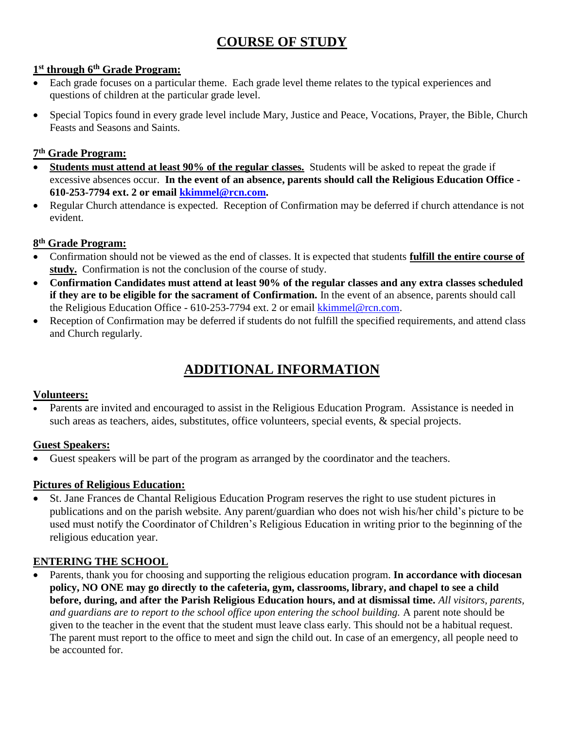# COURSE OF STUDY

## 1st through 6th Grade Program:

- Each grade focuses on a particular theme. Each grade level theme relates to the typical experiences and questions of children at the particular grade level.
- Special Topics found in every grade level include Mary, Justice and Peace, Vocations, Prayer, the Bible, Church Feasts and Seasons and Saints.

## 7th Grade Program:

- **Students must attend at least 90% of the regular classes.** Students will be asked to repeat the grade if excessive absences occur. **In the event of an absence, parents should call the Religious Education Office - 610-253-7794 ext. 2 or email kkimmel@rcn.com.**
- Regular Church attendance is expected. Reception of Confirmation may be deferred if church attendance is not evident.

## 8th Grade Program:

- Confirmation should not be viewed as the end of classes. It is expected that students **fulfill the entire course of study.** Confirmation is not the conclusion of the course of study.
- **Confirmation Candidates must attend at least 90% of the regular classes and any extra classes scheduled if they are to be eligible for the sacrament of Confirmation.** In the event of an absence, parents should call the Religious Education Office - 610-253-7794 ext. 2 or email kkimmel@rcn.com.
- Reception of Confirmation may be deferred if students do not fulfill the specified requirements, and attend class and Church regularly.

# ADDITIONAL INFORMATION

## Volunteers:

- Parents are invited and encouraged to assist in the Religious Education Program. Assistance is needed in such areas as teachers, aides, substitutes, office volunteers, special events, & special projects.

## Guest Speakers:

- Guest speakers will be part of the program as arranged by the coordinator and the teachers.

## Pictures of Religious Education:

- St. Jane Frances de Chantal Religious Education Program reserves the right to use student pictures in publications and on the parish website. Any parent/guardian who does not wish his/her child's picture to be used must notify the Coordinator of Children's Religious Education in writing prior to the beginning of the religious education year.

## ENTERING THE SCHOOL

- Parents, thank you for choosing and supporting the religious education program. **In accordance with diocesan policy, NO ONE may go directly to the cafeteria, gym, classrooms, library, and chapel to see a child before, during, and after the Parish Religious Education hours, and at dismissal time.** *All visitors, parents, and guardians are to report to the school office upon entering the school building.* A parent note should be given to the teacher in the event that the student must leave class early. This should not be a habitual request. The parent must report to the office to meet and sign the child out. In case of an emergency, all people need to be accounted for.